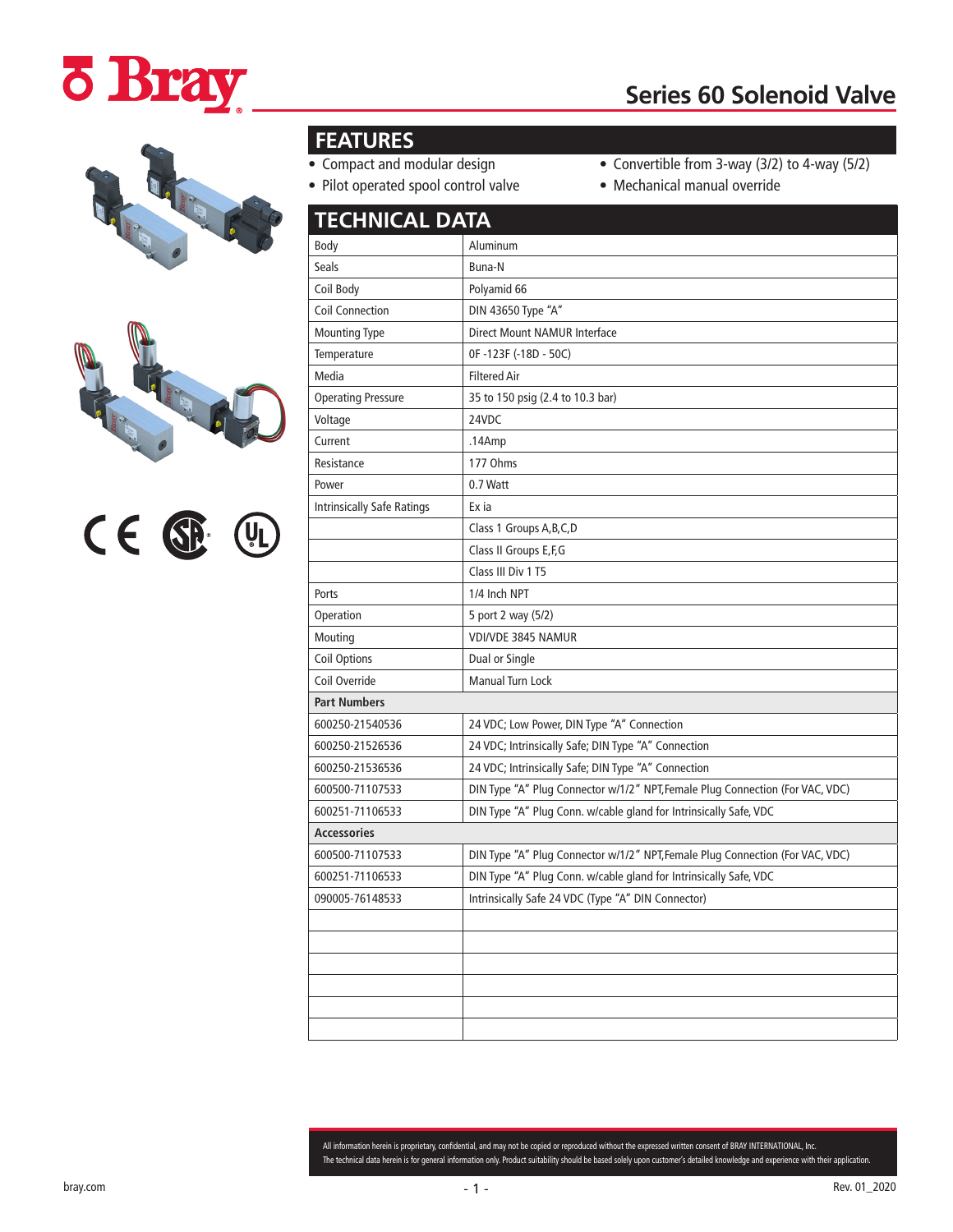# Series 60 Solenoid Valve

## FEATURES

- Compact and modular design
- Pilot operated spool control valve
- Convertible from 3-way (3/2) to 4-way (5/2)
- Mechanical manual override

## TECHNICAL DATA

| | |
|---|---|
| Body | Aluminum |
| Seals | Buna-N |
| Coil Body | Polyamid 66 |
| Coil Connection | DIN 43650 Type "A" |
| Mounting Type | Direct Mount NAMUR Interface |
| Temperature | 0F -123F (-18D - 50C) |
| Media | Filtered Air |
| Operating Pressure | 35 to 150 psig (2.4 to 10.3 bar) |
| Voltage | 24VDC |
| Current | .14Amp |
| Resistance | 177 Ohms |
| Power | 0.7 Watt |
| Intrinsically Safe Ratings | Ex ia |
| | Class 1 Groups A,B,C,D |
| | Class II Groups E,F,G |
| | Class III Div 1 T5 |
| Ports | 1/4 Inch NPT |
| Operation | 5 port 2 way (5/2) |
| Mouting | VDI/VDE 3845 NAMUR |
| Coil Options | Dual or Single |
| Coil Override | Manual Turn Lock |
| **Part Numbers** | |
| 600250-21540536 | 24 VDC; Low Power, DIN Type "A" Connection |
| 600250-21526536 | 24 VDC; Intrinsically Safe; DIN Type "A" Connection |
| 600250-21536536 | 24 VDC; Intrinsically Safe; DIN Type "A" Connection |
| 600500-71107533 | DIN Type "A" Plug Connector w/1/2" NPT,Female Plug Connection (For VAC, VDC) |
| 600251-71106533 | DIN Type "A" Plug Conn. w/cable gland for Intrinsically Safe, VDC |
| **Accessories** | |
| 600500-71107533 | DIN Type "A" Plug Connector w/1/2" NPT,Female Plug Connection (For VAC, VDC) |
| 600251-71106533 | DIN Type "A" Plug Conn. w/cable gland for Intrinsically Safe, VDC |
| 090005-76148533 | Intrinsically Safe 24 VDC (Type "A" DIN Connector) |

All information herein is proprietary, confidential, and may not be copied or reproduced without the expressed written consent of BRAY INTERNATIONAL, Inc.
The technical data herein is for general information only. Product suitability should be based solely upon customer's detailed knowledge and experience with their application.

bray.com

Rev. 01_2020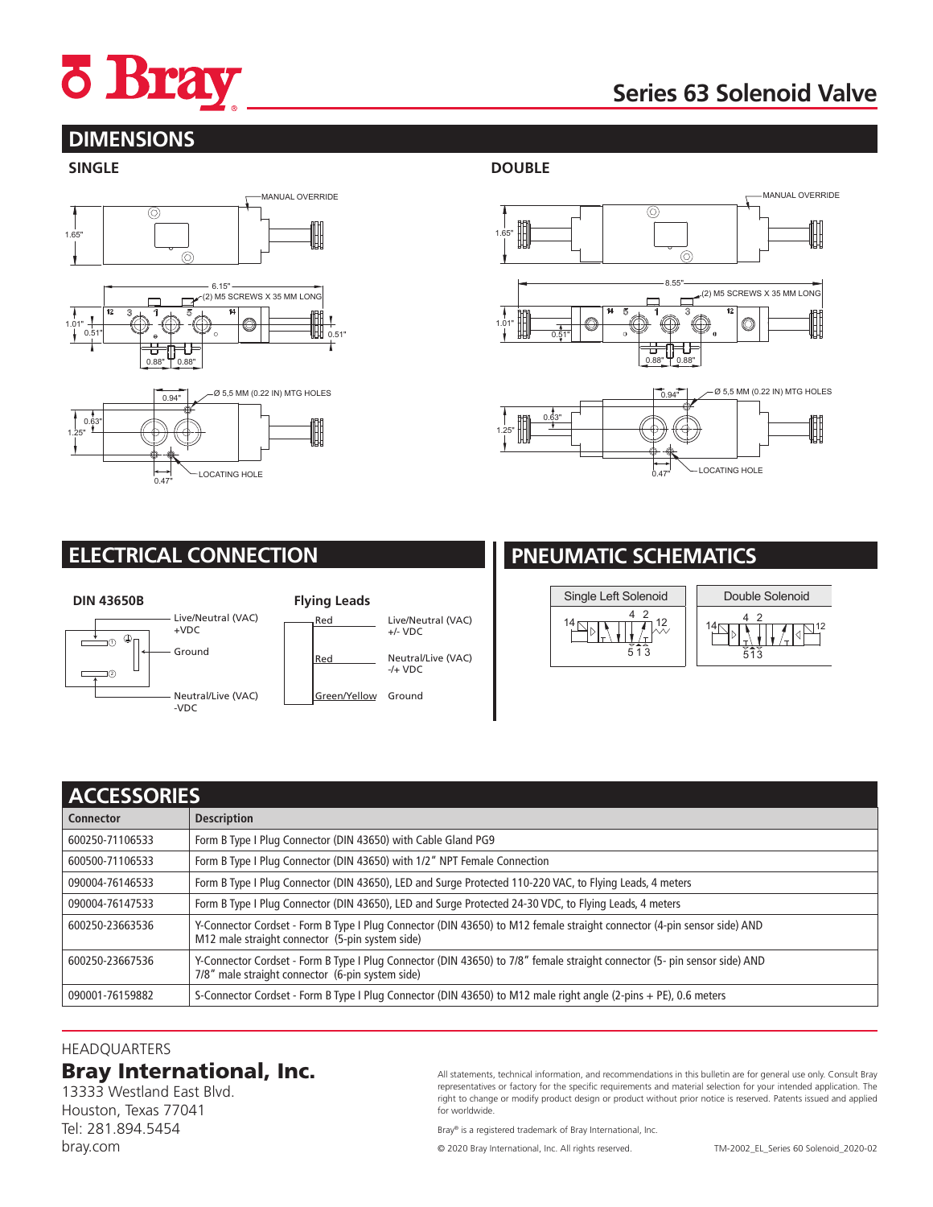# Series 63 Solenoid Valve

## DIMENSIONS

### SINGLE

MANUAL OVERRIDE

1.65"

6.15"

(2) M5 SCREWS X 35 MM LONG

12 3 1 5 14

1.01"

0.51"

0.51"

0.88" 0.88"

0.94"

Ø 5,5 MM (0.22 IN) MTG HOLES

0.63"

1.25"

0.47"

LOCATING HOLE

### DOUBLE

MANUAL OVERRIDE

1.65"

8.55"

(2) M5 SCREWS X 35 MM LONG

14 5 1 3 12

1.01"

0.51"

0.88" 0.88"

0.94"

Ø 5,5 MM (0.22 IN) MTG HOLES

0.63"

1.25"

0.47"

LOCATING HOLE

## ELECTRICAL CONNECTION

**DIN 43650B**

Live/Neutral (VAC)
+VDC

Ground

Neutral/Live (VAC)
-VDC

**Flying Leads**

| | |
|---|---|
| Red | Live/Neutral (VAC) +/- VDC |
| Red | Neutral/Live (VAC) -/+ VDC |
| Green/Yellow | Ground |

## PNEUMATIC SCHEMATICS

Single Left Solenoid

14 4 2 12 5 1 3

Double Solenoid

14 4 2 12 5 1 3

## ACCESSORIES

| Connector | Description |
|---|---|
| 600250-71106533 | Form B Type I Plug Connector (DIN 43650) with Cable Gland PG9 |
| 600500-71106533 | Form B Type I Plug Connector (DIN 43650) with 1/2" NPT Female Connection |
| 090004-76146533 | Form B Type I Plug Connector (DIN 43650), LED and Surge Protected 110-220 VAC, to Flying Leads, 4 meters |
| 090004-76147533 | Form B Type I Plug Connector (DIN 43650), LED and Surge Protected 24-30 VDC, to Flying Leads, 4 meters |
| 600250-23663536 | Y-Connector Cordset - Form B Type I Plug Connector (DIN 43650) to M12 female straight connector (4-pin sensor side) AND M12 male straight connector (5-pin system side) |
| 600250-23667536 | Y-Connector Cordset - Form B Type I Plug Connector (DIN 43650) to 7/8" female straight connector (5- pin sensor side) AND 7/8" male straight connector (6-pin system side) |
| 090001-76159882 | S-Connector Cordset - Form B Type I Plug Connector (DIN 43650) to M12 male right angle (2-pins + PE), 0.6 meters |

HEADQUARTERS

**Bray International, Inc.**

13333 Westland East Blvd.
Houston, Texas 77041
Tel: 281.894.5454
bray.com

All statements, technical information, and recommendations in this bulletin are for general use only. Consult Bray representatives or factory for the specific requirements and material selection for your intended application. The right to change or modify product design or product without prior notice is reserved. Patents issued and applied for worldwide.

Bray® is a registered trademark of Bray International, Inc.

© 2020 Bray International, Inc. All rights reserved.

TM-2002_EL_Series 60 Solenoid_2020-02